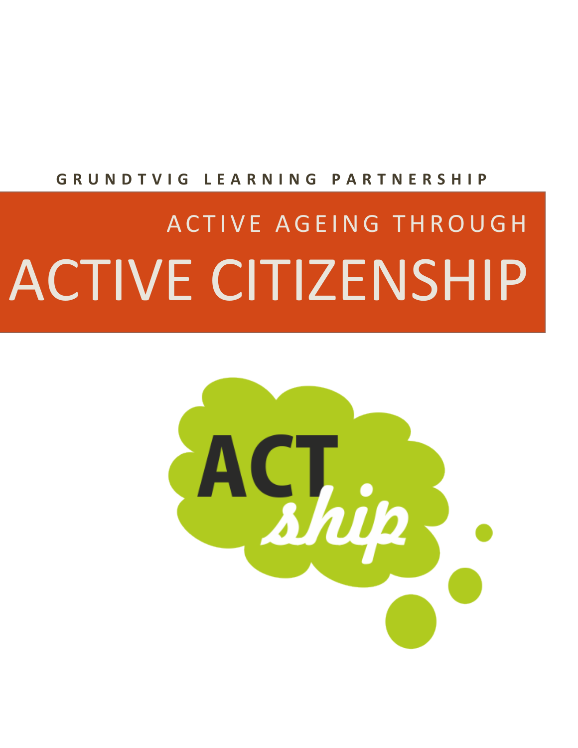**GRUNDTVIG LEARNING PARTNERSHIP**

## ACTIVE AGEING THROUGH

# ACTIVE CITIZENSHIP

ACT *ship*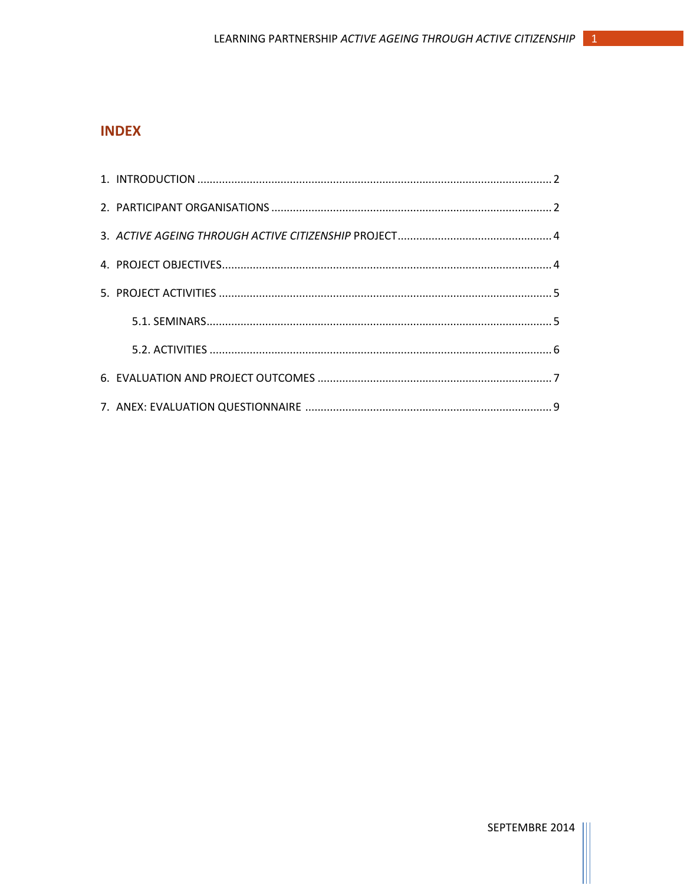## INDEX

1. INTRODUCTION .......... 2
2. PARTICIPANT ORGANISATIONS .......... 2
3. *ACTIVE AGEING THROUGH ACTIVE CITIZENSHIP* PROJECT .......... 4
4. PROJECT OBJECTIVES .......... 4
5. PROJECT ACTIVITIES .......... 5
   - 5.1. SEMINARS .......... 5
   - 5.2. ACTIVITIES .......... 6
6. EVALUATION AND PROJECT OUTCOMES .......... 7
7. ANEX: EVALUATION QUESTIONNAIRE .......... 9

SEPTEMBRE 2014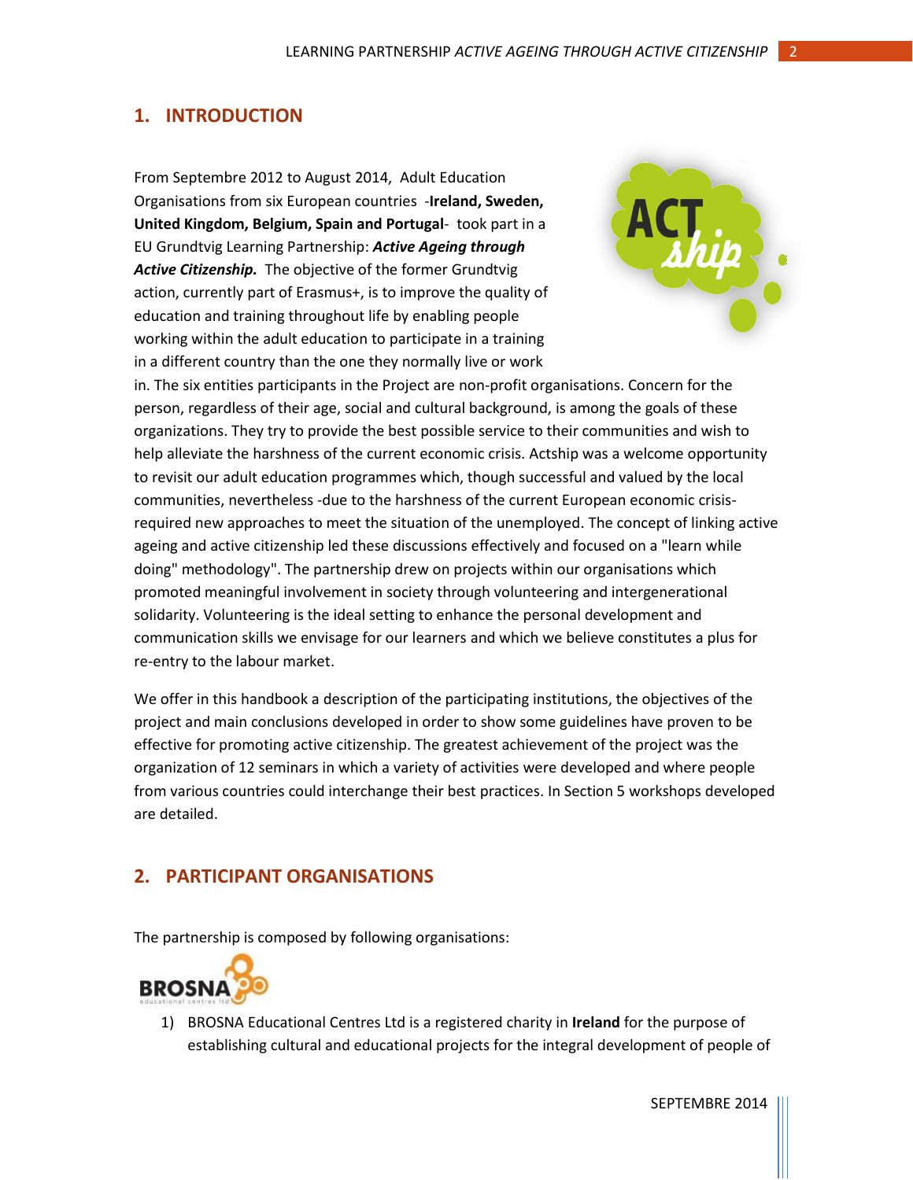## 1. INTRODUCTION

From Septembre 2012 to August 2014, Adult Education Organisations from six European countries -**Ireland, Sweden, United Kingdom, Belgium, Spain and Portugal**- took part in a EU Grundtvig Learning Partnership: ***Active Ageing through Active Citizenship.*** The objective of the former Grundtvig action, currently part of Erasmus+, is to improve the quality of education and training throughout life by enabling people working within the adult education to participate in a training in a different country than the one they normally live or work in. The six entities participants in the Project are non-profit organisations. Concern for the person, regardless of their age, social and cultural background, is among the goals of these organizations. They try to provide the best possible service to their communities and wish to help alleviate the harshness of the current economic crisis. Actship was a welcome opportunity to revisit our adult education programmes which, though successful and valued by the local communities, nevertheless -due to the harshness of the current European economic crisis- required new approaches to meet the situation of the unemployed. The concept of linking active ageing and active citizenship led these discussions effectively and focused on a "learn while doing" methodology". The partnership drew on projects within our organisations which promoted meaningful involvement in society through volunteering and intergenerational solidarity. Volunteering is the ideal setting to enhance the personal development and communication skills we envisage for our learners and which we believe constitutes a plus for re-entry to the labour market.

We offer in this handbook a description of the participating institutions, the objectives of the project and main conclusions developed in order to show some guidelines have proven to be effective for promoting active citizenship. The greatest achievement of the project was the organization of 12 seminars in which a variety of activities were developed and where people from various countries could interchange their best practices. In Section 5 workshops developed are detailed.

## 2. PARTICIPANT ORGANISATIONS

The partnership is composed by following organisations:

1) BROSNA Educational Centres Ltd is a registered charity in **Ireland** for the purpose of establishing cultural and educational projects for the integral development of people of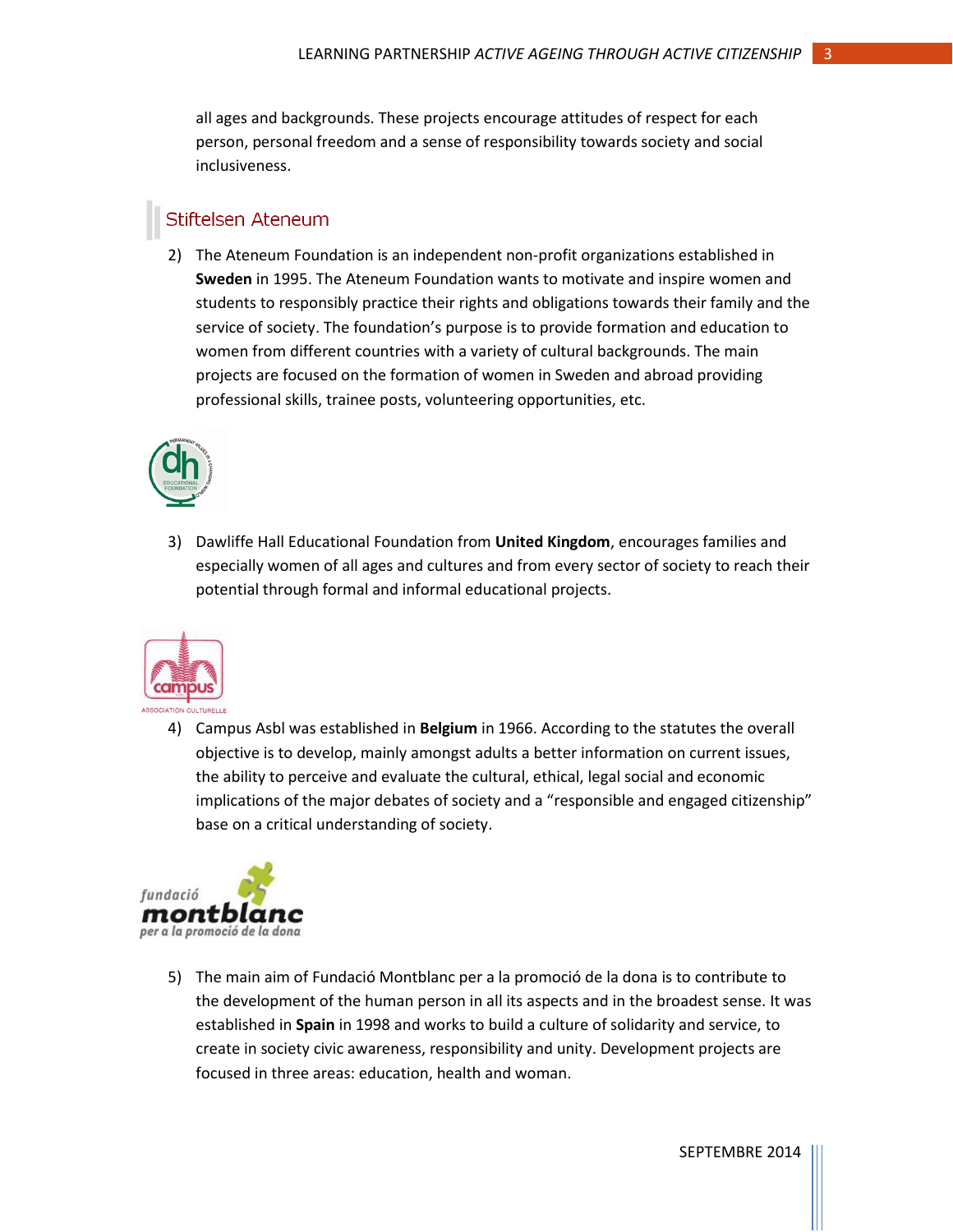all ages and backgrounds. These projects encourage attitudes of respect for each person, personal freedom and a sense of responsibility towards society and social inclusiveness.

## Stiftelsen Ateneum

2) The Ateneum Foundation is an independent non-profit organizations established in **Sweden** in 1995. The Ateneum Foundation wants to motivate and inspire women and students to responsibly practice their rights and obligations towards their family and the service of society. The foundation's purpose is to provide formation and education to women from different countries with a variety of cultural backgrounds. The main projects are focused on the formation of women in Sweden and abroad providing professional skills, trainee posts, volunteering opportunities, etc.

3) Dawliffe Hall Educational Foundation from **United Kingdom**, encourages families and especially women of all ages and cultures and from every sector of society to reach their potential through formal and informal educational projects.

4) Campus Asbl was established in **Belgium** in 1966. According to the statutes the overall objective is to develop, mainly amongst adults a better information on current issues, the ability to perceive and evaluate the cultural, ethical, legal social and economic implications of the major debates of society and a "responsible and engaged citizenship" base on a critical understanding of society.

5) The main aim of Fundació Montblanc per a la promoció de la dona is to contribute to the development of the human person in all its aspects and in the broadest sense. It was established in **Spain** in 1998 and works to build a culture of solidarity and service, to create in society civic awareness, responsibility and unity. Development projects are focused in three areas: education, health and woman.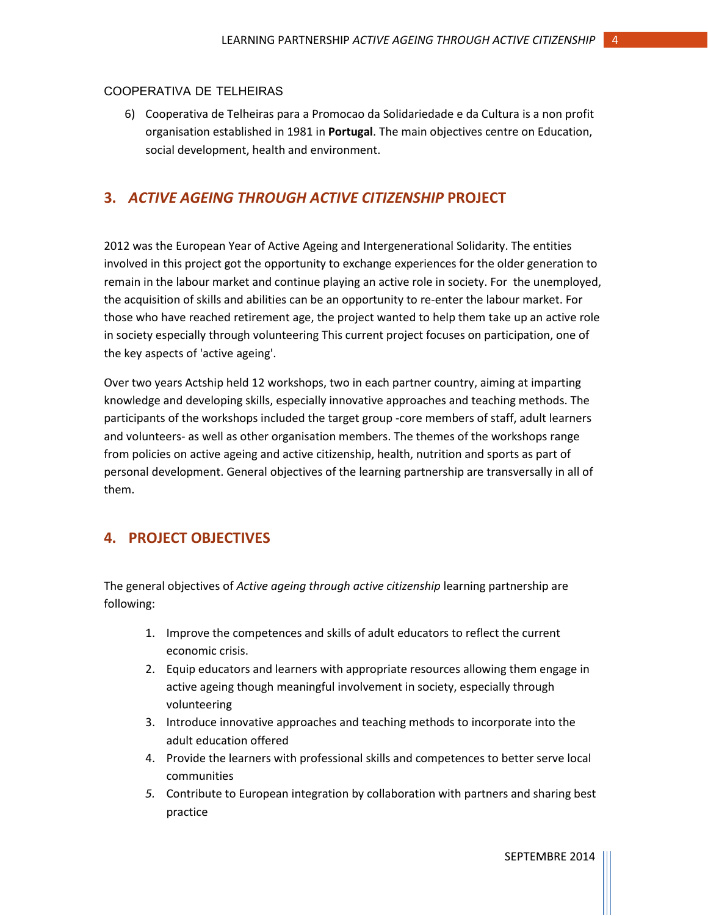COOPERATIVA DE TELHEIRAS

6) Cooperativa de Telheiras para a Promocao da Solidariedade e da Cultura is a non profit organisation established in 1981 in **Portugal**. The main objectives centre on Education, social development, health and environment.

## 3. *ACTIVE AGEING THROUGH ACTIVE CITIZENSHIP* PROJECT

2012 was the European Year of Active Ageing and Intergenerational Solidarity. The entities involved in this project got the opportunity to exchange experiences for the older generation to remain in the labour market and continue playing an active role in society. For the unemployed, the acquisition of skills and abilities can be an opportunity to re-enter the labour market. For those who have reached retirement age, the project wanted to help them take up an active role in society especially through volunteering This current project focuses on participation, one of the key aspects of 'active ageing'.

Over two years Actship held 12 workshops, two in each partner country, aiming at imparting knowledge and developing skills, especially innovative approaches and teaching methods. The participants of the workshops included the target group -core members of staff, adult learners and volunteers- as well as other organisation members. The themes of the workshops range from policies on active ageing and active citizenship, health, nutrition and sports as part of personal development. General objectives of the learning partnership are transversally in all of them.

## 4. PROJECT OBJECTIVES

The general objectives of *Active ageing through active citizenship* learning partnership are following:

1. Improve the competences and skills of adult educators to reflect the current economic crisis.
2. Equip educators and learners with appropriate resources allowing them engage in active ageing though meaningful involvement in society, especially through volunteering
3. Introduce innovative approaches and teaching methods to incorporate into the adult education offered
4. Provide the learners with professional skills and competences to better serve local communities
5. Contribute to European integration by collaboration with partners and sharing best practice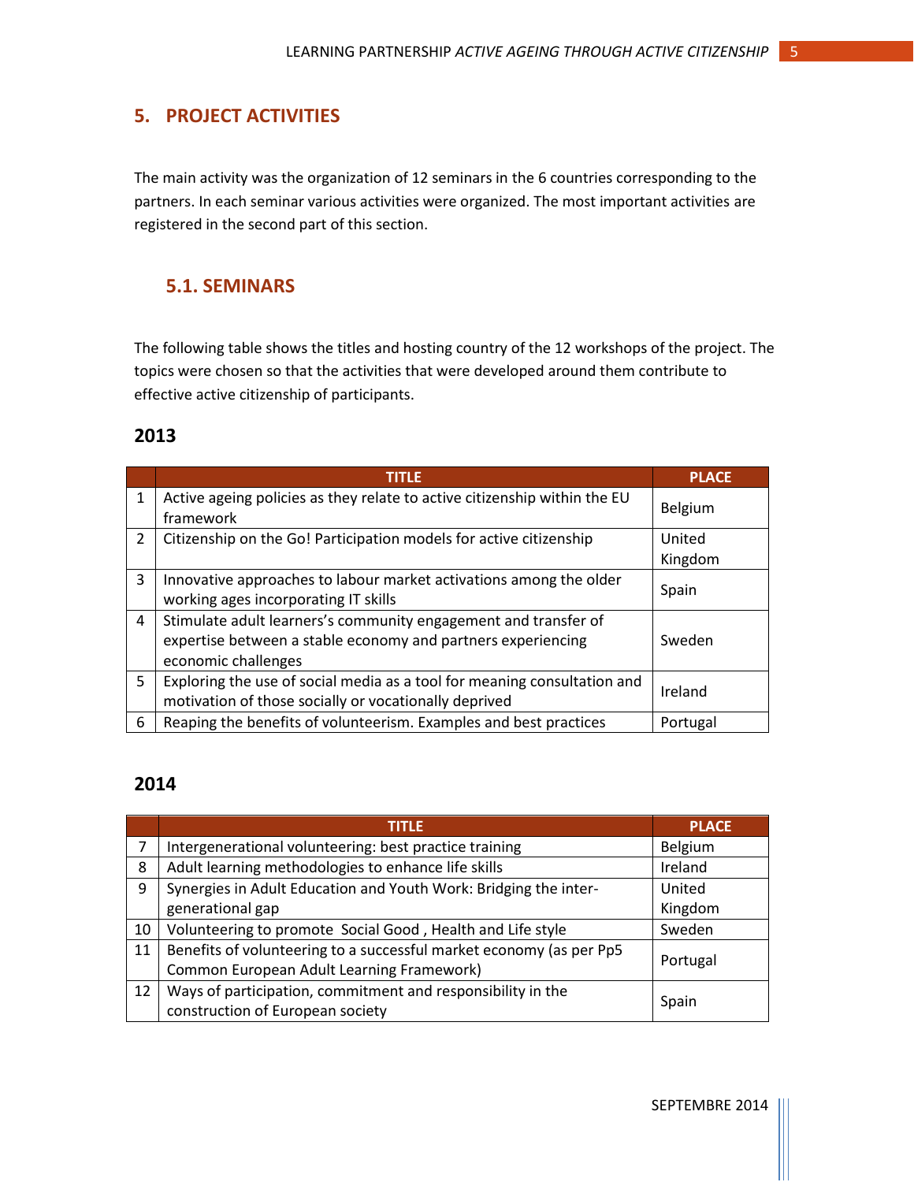## 5. PROJECT ACTIVITIES

The main activity was the organization of 12 seminars in the 6 countries corresponding to the partners. In each seminar various activities were organized. The most important activities are registered in the second part of this section.

### 5.1. SEMINARS

The following table shows the titles and hosting country of the 12 workshops of the project. The topics were chosen so that the activities that were developed around them contribute to effective active citizenship of participants.

#### 2013

| | TITLE | PLACE |
|---|---|---|
| 1 | Active ageing policies as they relate to active citizenship within the EU framework | Belgium |
| 2 | Citizenship on the Go! Participation models for active citizenship | United Kingdom |
| 3 | Innovative approaches to labour market activations among the older working ages incorporating IT skills | Spain |
| 4 | Stimulate adult learners's community engagement and transfer of expertise between a stable economy and partners experiencing economic challenges | Sweden |
| 5 | Exploring the use of social media as a tool for meaning consultation and motivation of those socially or vocationally deprived | Ireland |
| 6 | Reaping the benefits of volunteerism. Examples and best practices | Portugal |

#### 2014

| | TITLE | PLACE |
|---|---|---|
| 7 | Intergenerational volunteering: best practice training | Belgium |
| 8 | Adult learning methodologies to enhance life skills | Ireland |
| 9 | Synergies in Adult Education and Youth Work: Bridging the inter-generational gap | United Kingdom |
| 10 | Volunteering to promote Social Good , Health and Life style | Sweden |
| 11 | Benefits of volunteering to a successful market economy (as per Pp5 Common European Adult Learning Framework) | Portugal |
| 12 | Ways of participation, commitment and responsibility in the construction of European society | Spain |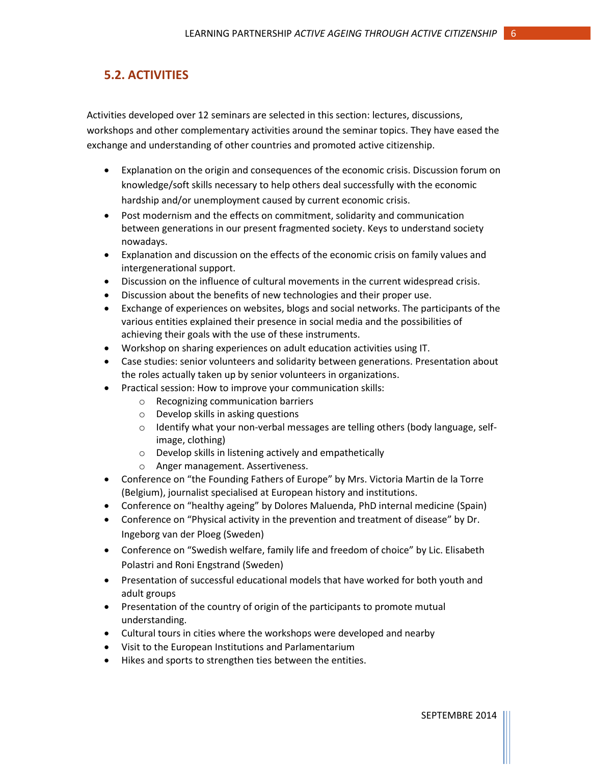## 5.2. ACTIVITIES

Activities developed over 12 seminars are selected in this section: lectures, discussions, workshops and other complementary activities around the seminar topics. They have eased the exchange and understanding of other countries and promoted active citizenship.

- Explanation on the origin and consequences of the economic crisis. Discussion forum on knowledge/soft skills necessary to help others deal successfully with the economic hardship and/or unemployment caused by current economic crisis.
- Post modernism and the effects on commitment, solidarity and communication between generations in our present fragmented society. Keys to understand society nowadays.
- Explanation and discussion on the effects of the economic crisis on family values and intergenerational support.
- Discussion on the influence of cultural movements in the current widespread crisis.
- Discussion about the benefits of new technologies and their proper use.
- Exchange of experiences on websites, blogs and social networks. The participants of the various entities explained their presence in social media and the possibilities of achieving their goals with the use of these instruments.
- Workshop on sharing experiences on adult education activities using IT.
- Case studies: senior volunteers and solidarity between generations. Presentation about the roles actually taken up by senior volunteers in organizations.
- Practical session: How to improve your communication skills:
  - Recognizing communication barriers
  - Develop skills in asking questions
  - Identify what your non-verbal messages are telling others (body language, self-image, clothing)
  - Develop skills in listening actively and empathetically
  - Anger management. Assertiveness.
- Conference on “the Founding Fathers of Europe” by Mrs. Victoria Martin de la Torre (Belgium), journalist specialised at European history and institutions.
- Conference on “healthy ageing” by Dolores Maluenda, PhD internal medicine (Spain)
- Conference on “Physical activity in the prevention and treatment of disease” by Dr. Ingeborg van der Ploeg (Sweden)
- Conference on “Swedish welfare, family life and freedom of choice” by Lic. Elisabeth Polastri and Roni Engstrand (Sweden)
- Presentation of successful educational models that have worked for both youth and adult groups
- Presentation of the country of origin of the participants to promote mutual understanding.
- Cultural tours in cities where the workshops were developed and nearby
- Visit to the European Institutions and Parlamentarium
- Hikes and sports to strengthen ties between the entities.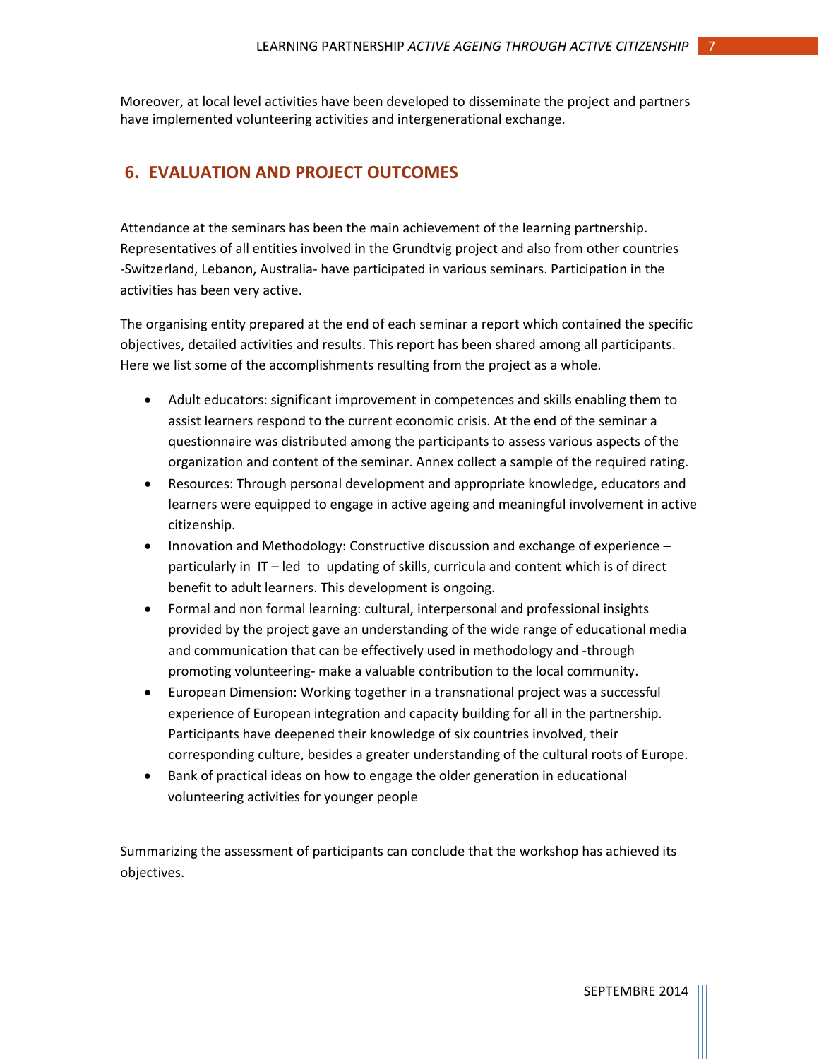Moreover, at local level activities have been developed to disseminate the project and partners have implemented volunteering activities and intergenerational exchange.

## 6. EVALUATION AND PROJECT OUTCOMES

Attendance at the seminars has been the main achievement of the learning partnership. Representatives of all entities involved in the Grundtvig project and also from other countries -Switzerland, Lebanon, Australia- have participated in various seminars. Participation in the activities has been very active.

The organising entity prepared at the end of each seminar a report which contained the specific objectives, detailed activities and results. This report has been shared among all participants. Here we list some of the accomplishments resulting from the project as a whole.

- Adult educators: significant improvement in competences and skills enabling them to assist learners respond to the current economic crisis. At the end of the seminar a questionnaire was distributed among the participants to assess various aspects of the organization and content of the seminar. Annex collect a sample of the required rating.
- Resources: Through personal development and appropriate knowledge, educators and learners were equipped to engage in active ageing and meaningful involvement in active citizenship.
- Innovation and Methodology: Constructive discussion and exchange of experience – particularly in IT – led to updating of skills, curricula and content which is of direct benefit to adult learners. This development is ongoing.
- Formal and non formal learning: cultural, interpersonal and professional insights provided by the project gave an understanding of the wide range of educational media and communication that can be effectively used in methodology and -through promoting volunteering- make a valuable contribution to the local community.
- European Dimension: Working together in a transnational project was a successful experience of European integration and capacity building for all in the partnership. Participants have deepened their knowledge of six countries involved, their corresponding culture, besides a greater understanding of the cultural roots of Europe.
- Bank of practical ideas on how to engage the older generation in educational volunteering activities for younger people

Summarizing the assessment of participants can conclude that the workshop has achieved its objectives.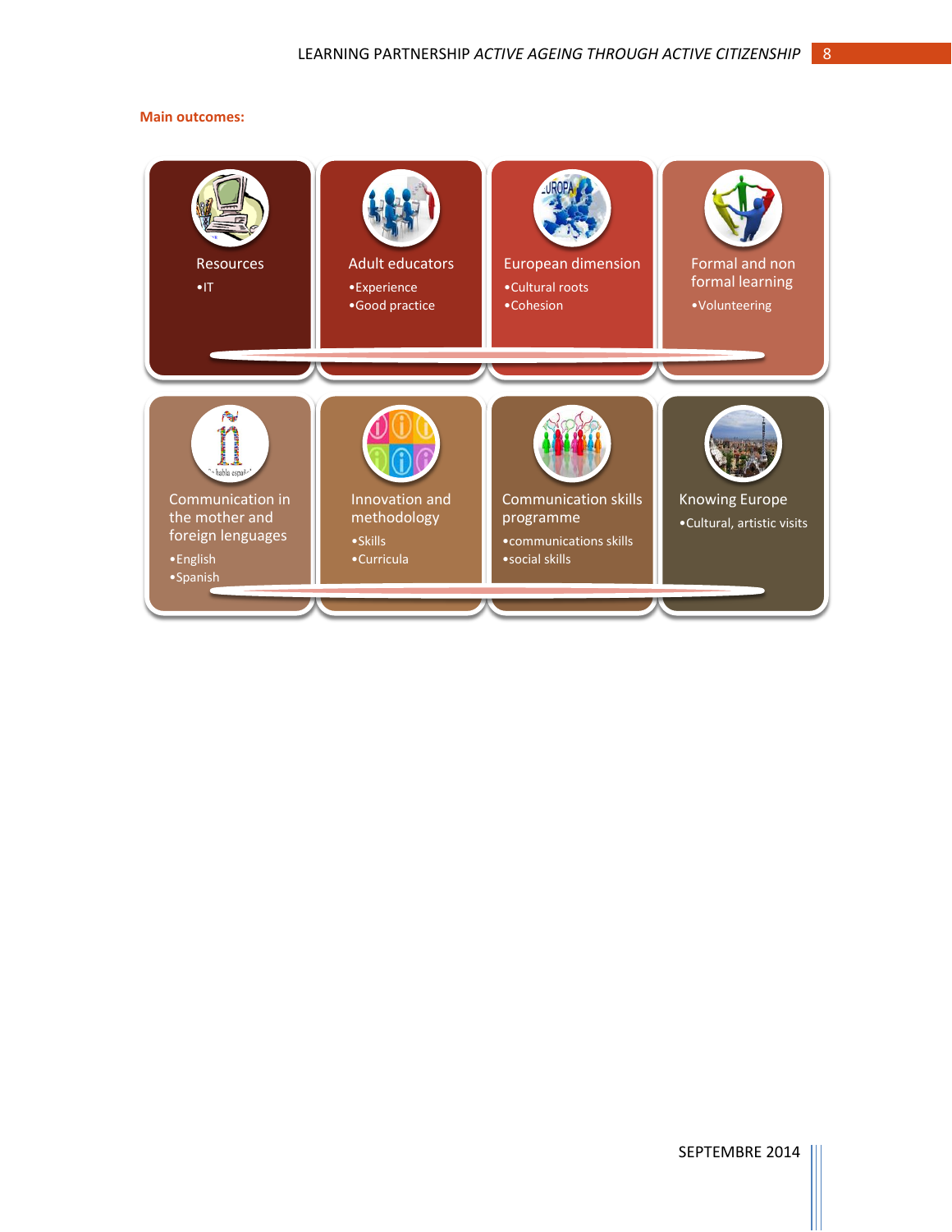**Main outcomes:**

**Resources**
- IT

**Adult educators**
- Experience
- Good practice

**European dimension**
- Cultural roots
- Cohesion

**Formal and non formal learning**
- Volunteering

**Communication in the mother and foreign lenguages**
- English
- Spanish

**Innovation and methodology**
- Skills
- Curricula

**Communication skills programme**
- communications skills
- social skills

**Knowing Europe**
- Cultural, artistic visits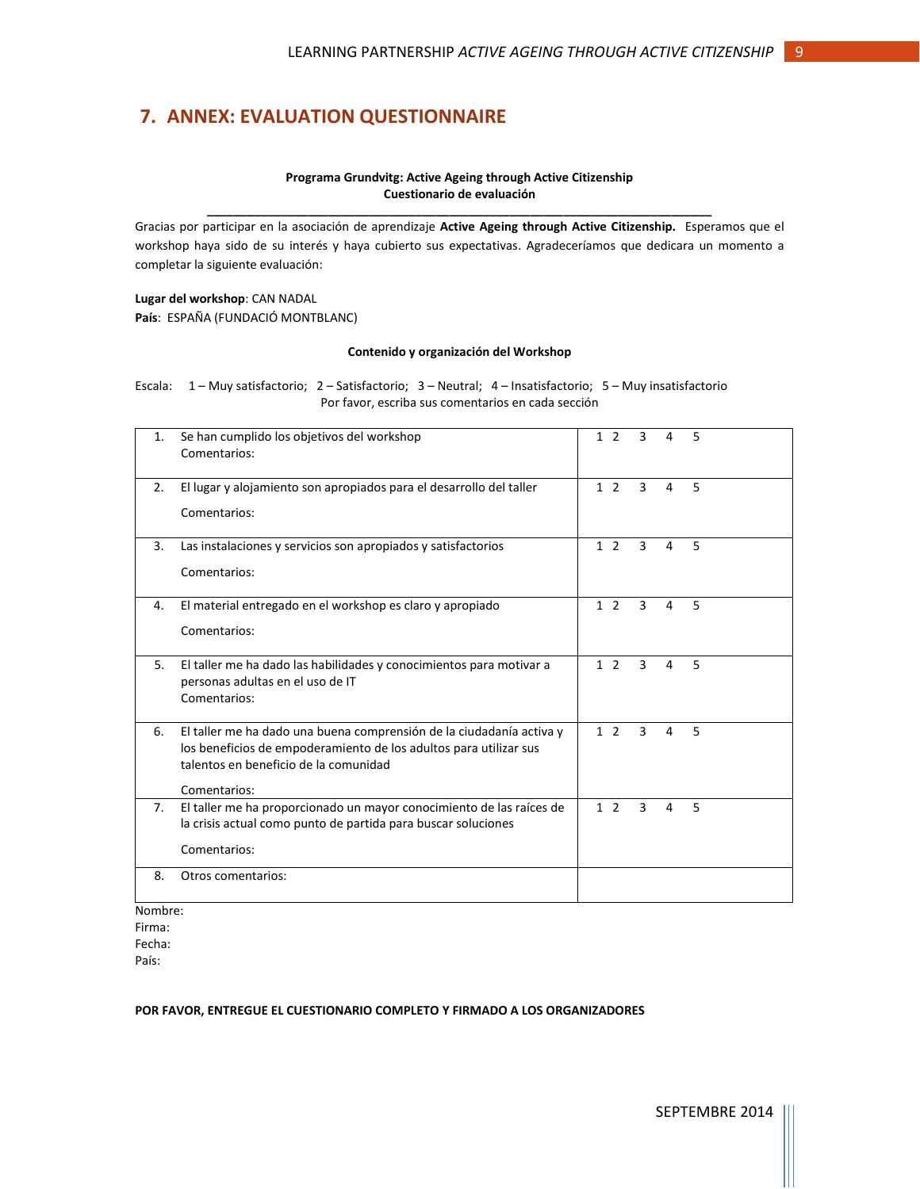## 7. ANNEX: EVALUATION QUESTIONNAIRE

**Programa Grundvitg: Active Ageing through Active Citizenship**
**Cuestionario de evaluación**

---

Gracias por participar en la asociación de aprendizaje **Active Ageing through Active Citizenship.** Esperamos que el workshop haya sido de su interés y haya cubierto sus expectativas. Agradeceríamos que dedicara un momento a completar la siguiente evaluación:

**Lugar del workshop**: CAN NADAL
**País**: ESPAÑA (FUNDACIÓ MONTBLANC)

**Contenido y organización del Workshop**

Escala: 1 – Muy satisfactorio; 2 – Satisfactorio; 3 – Neutral; 4 – Insatisfactorio; 5 – Muy insatisfactorio
Por favor, escriba sus comentarios en cada sección

| | |
|---|---|
| 1. Se han cumplido los objetivos del workshop<br>Comentarios: | 1 2 3 4 5 |
| 2. El lugar y alojamiento son apropiados para el desarrollo del taller<br>Comentarios: | 1 2 3 4 5 |
| 3. Las instalaciones y servicios son apropiados y satisfactorios<br>Comentarios: | 1 2 3 4 5 |
| 4. El material entregado en el workshop es claro y apropiado<br>Comentarios: | 1 2 3 4 5 |
| 5. El taller me ha dado las habilidades y conocimientos para motivar a personas adultas en el uso de IT<br>Comentarios: | 1 2 3 4 5 |
| 6. El taller me ha dado una buena comprensión de la ciudadanía activa y los beneficios de empoderamiento de los adultos para utilizar sus talentos en beneficio de la comunidad<br>Comentarios: | 1 2 3 4 5 |
| 7. El taller me ha proporcionado un mayor conocimiento de las raíces de la crisis actual como punto de partida para buscar soluciones<br>Comentarios: | 1 2 3 4 5 |
| 8. Otros comentarios: | |

Nombre:
Firma:
Fecha:
País:

**POR FAVOR, ENTREGUE EL CUESTIONARIO COMPLETO Y FIRMADO A LOS ORGANIZADORES**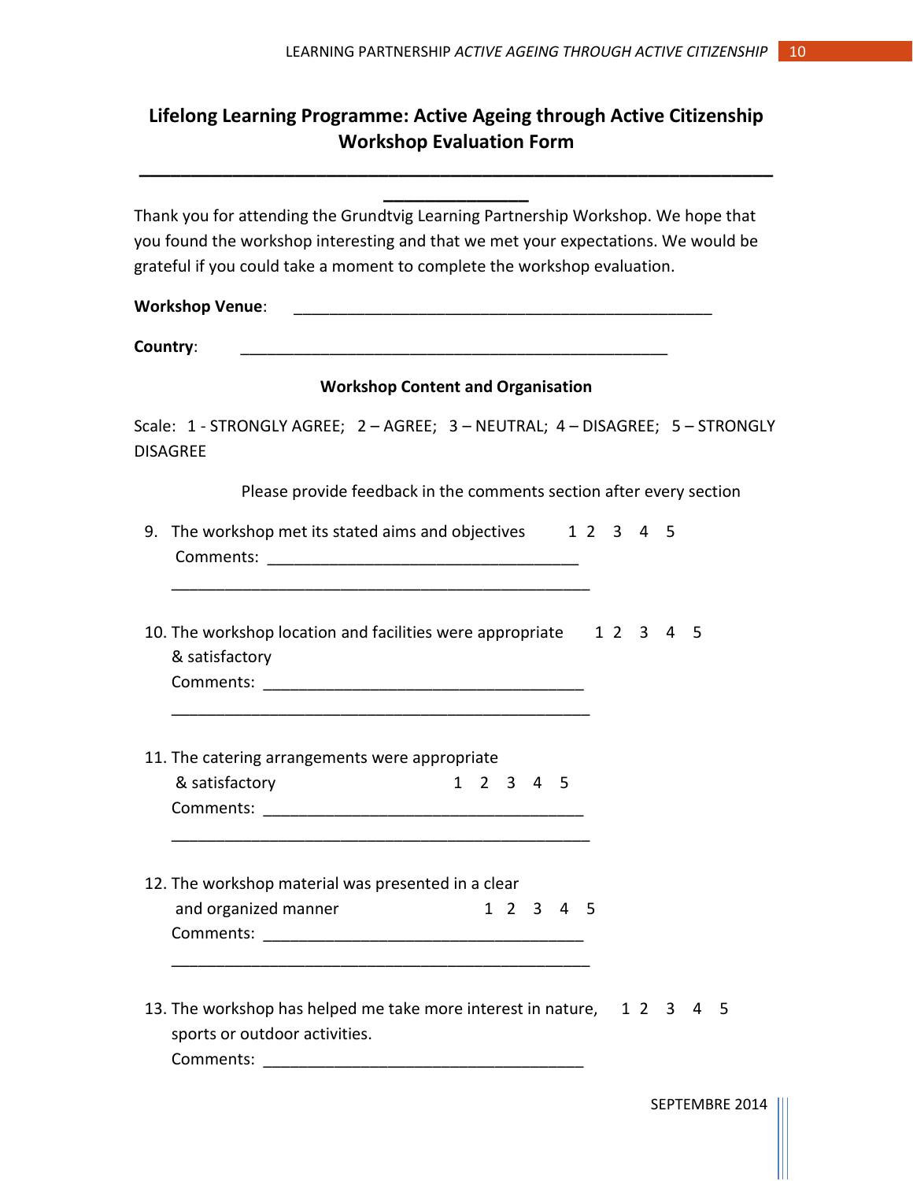# Lifelong Learning Programme: Active Ageing through Active Citizenship
# Workshop Evaluation Form

---

Thank you for attending the Grundtvig Learning Partnership Workshop. We hope that you found the workshop interesting and that we met your expectations. We would be grateful if you could take a moment to complete the workshop evaluation.

**Workshop Venue**: _______________________________________________

**Country**: _______________________________________________

### Workshop Content and Organisation

Scale: 1 - STRONGLY AGREE; 2 – AGREE; 3 – NEUTRAL; 4 – DISAGREE; 5 – STRONGLY DISAGREE

Please provide feedback in the comments section after every section

9. The workshop met its stated aims and objectives 1 2 3 4 5
   Comments: ___________________________________
   _______________________________________________

10. The workshop location and facilities were appropriate & satisfactory 1 2 3 4 5
    Comments: ___________________________________
    _______________________________________________

11. The catering arrangements were appropriate & satisfactory 1 2 3 4 5
    Comments: ___________________________________
    _______________________________________________

12. The workshop material was presented in a clear and organized manner 1 2 3 4 5
    Comments: ___________________________________
    _______________________________________________

13. The workshop has helped me take more interest in nature, sports or outdoor activities. 1 2 3 4 5
    Comments: ___________________________________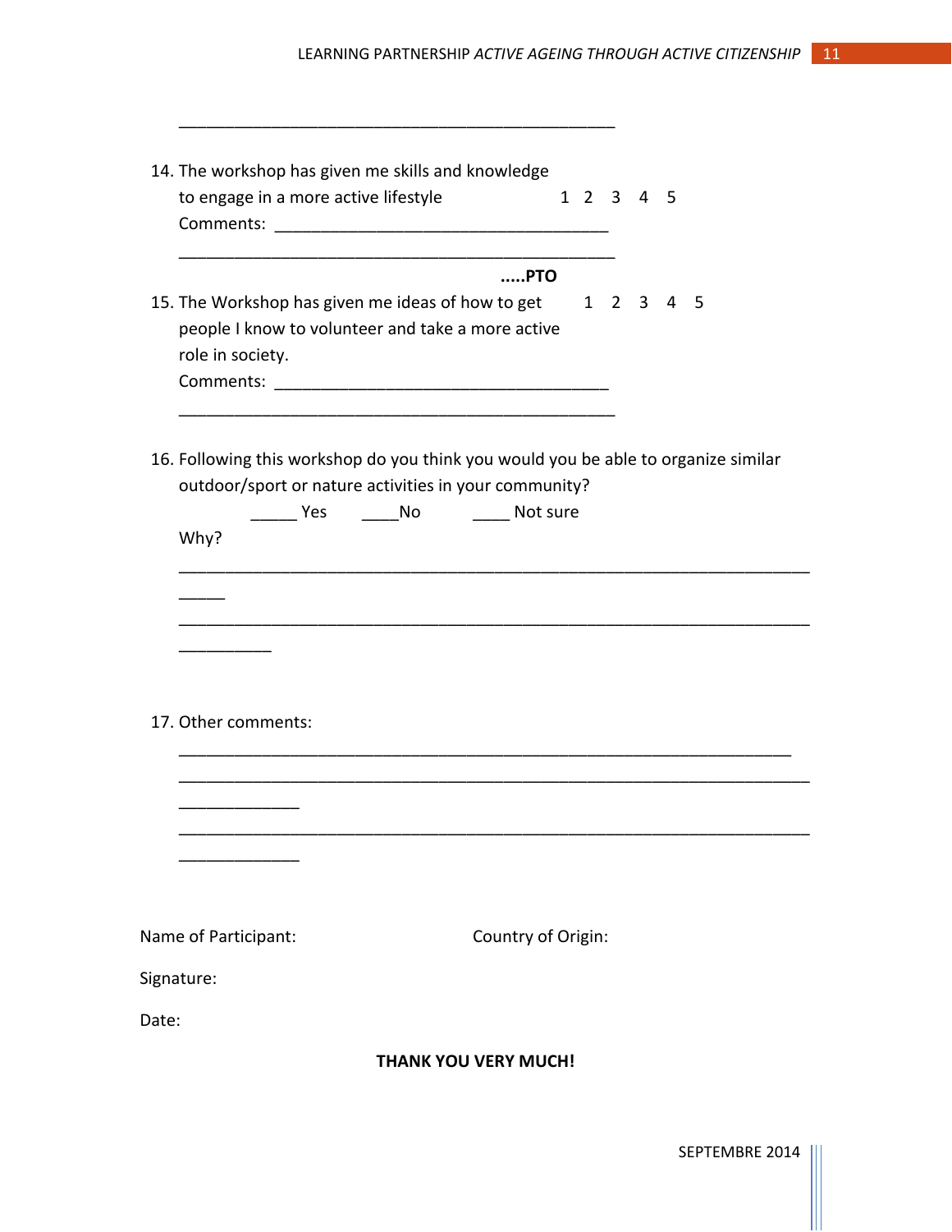________________________________________________

14. The workshop has given me skills and knowledge to engage in a more active lifestyle 1 2 3 4 5
    Comments: _____________________________________
    ________________________________________________

**.....PTO**

15. The Workshop has given me ideas of how to get people I know to volunteer and take a more active role in society. 1 2 3 4 5
    Comments: _____________________________________
    ________________________________________________

16. Following this workshop do you think you would you be able to organize similar outdoor/sport or nature activities in your community?
    _____ Yes _____No _____ Not sure
    Why?
    ______________________________________________________________________
    _____
    ______________________________________________________________________
    __________

17. Other comments:
    ____________________________________________________________________
    ______________________________________________________________________
    _____________
    ______________________________________________________________________
    _____________

Name of Participant: Country of Origin:

Signature:

Date:

**THANK YOU VERY MUCH!**